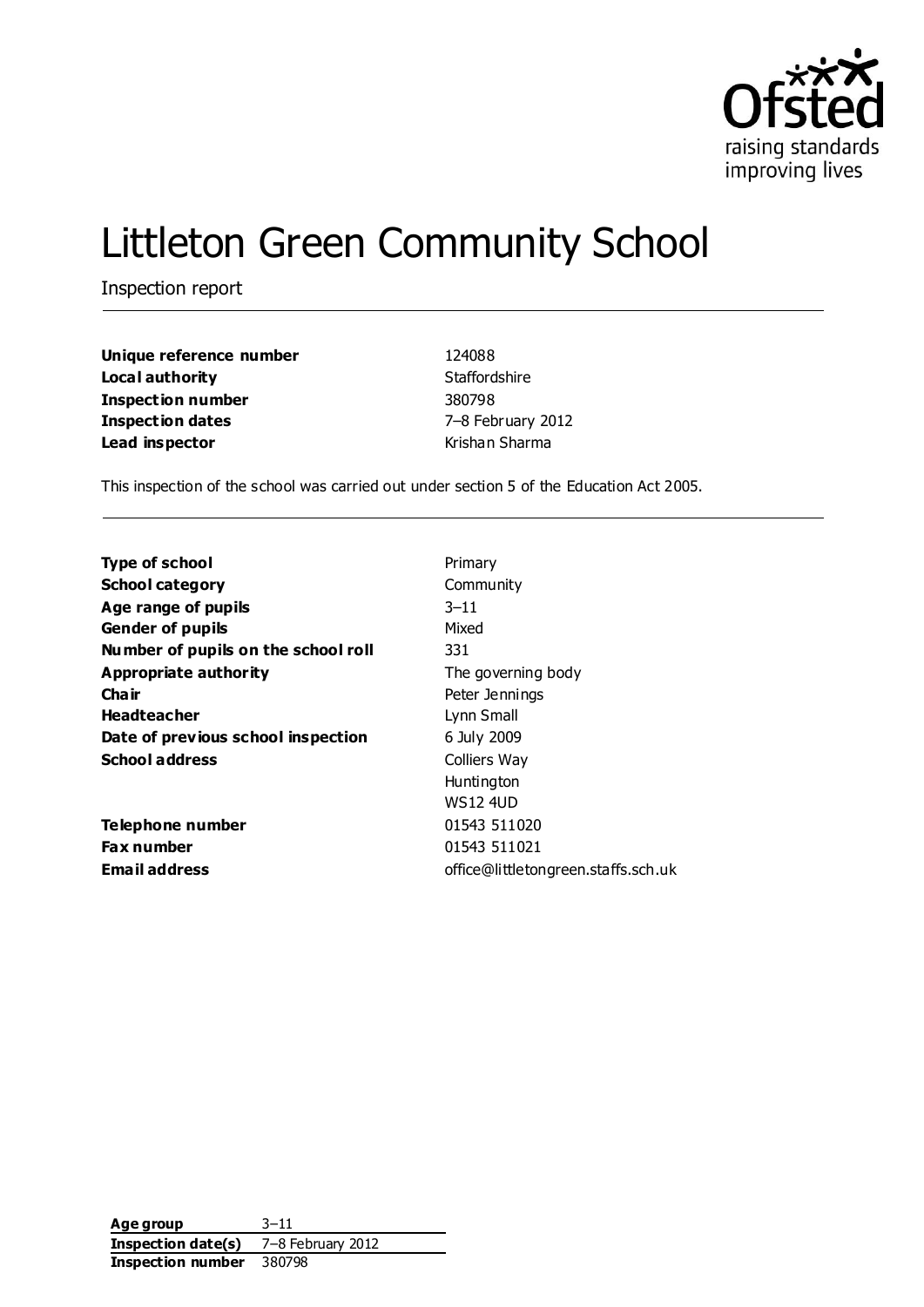# Littleton Green Community School

Inspection report

| | |
|---|---|
| **Unique reference number** | 124088 |
| **Local authority** | Staffordshire |
| **Inspection number** | 380798 |
| **Inspection dates** | 7–8 February 2012 |
| **Lead inspector** | Krishan Sharma |

This inspection of the school was carried out under section 5 of the Education Act 2005.

| | |
|---|---|
| **Type of school** | Primary |
| **School category** | Community |
| **Age range of pupils** | 3–11 |
| **Gender of pupils** | Mixed |
| **Number of pupils on the school roll** | 331 |
| **Appropriate authority** | The governing body |
| **Chair** | Peter Jennings |
| **Headteacher** | Lynn Small |
| **Date of previous school inspection** | 6 July 2009 |
| **School address** | Colliers Way<br>Huntington<br>WS12 4UD |
| **Telephone number** | 01543 511020 |
| **Fax number** | 01543 511021 |
| **Email address** | office@littletongreen.staffs.sch.uk |

| | |
|---|---|
| **Age group** | 3–11 |
| **Inspection date(s)** | 7–8 February 2012 |
| **Inspection number** | 380798 |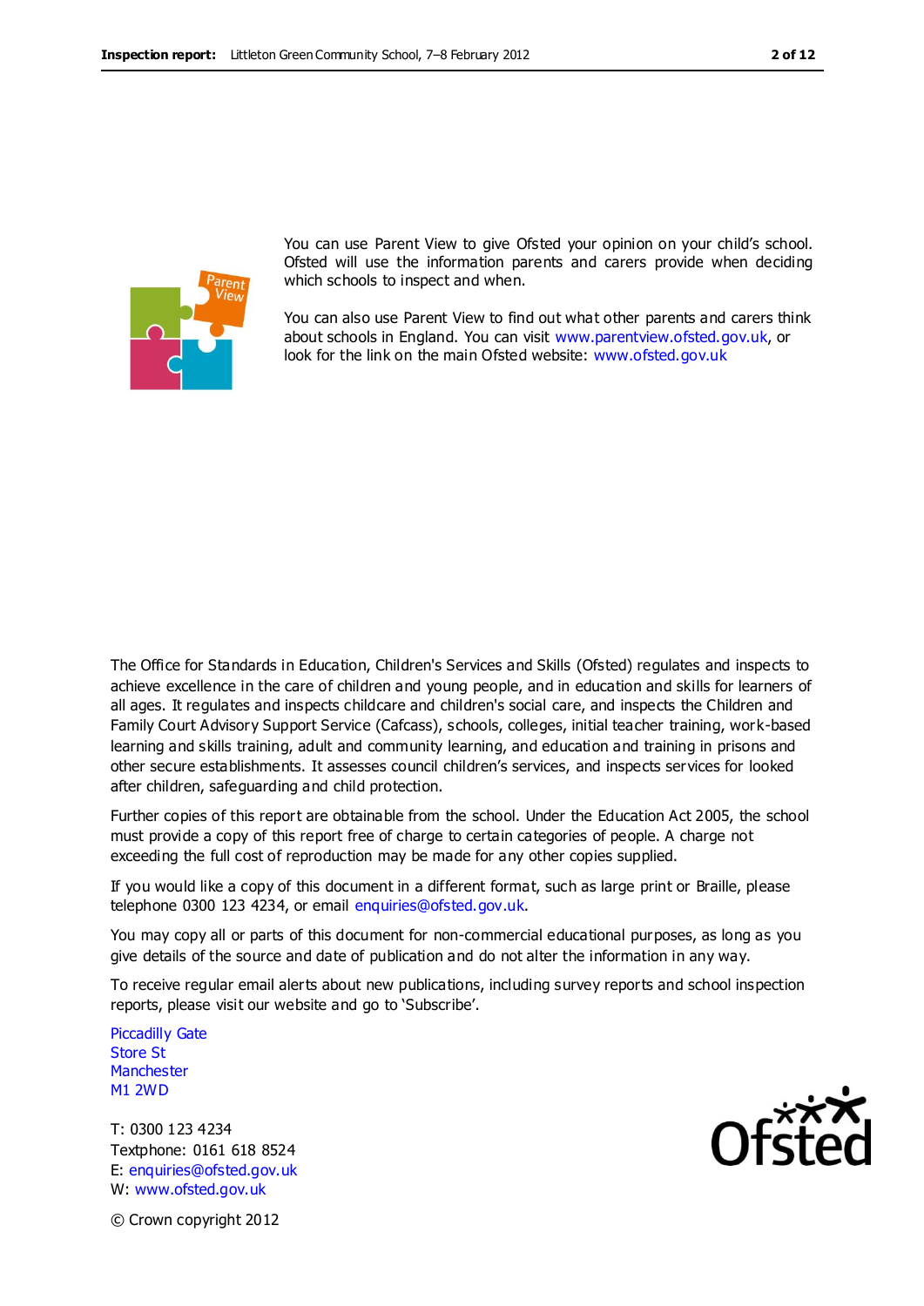You can use Parent View to give Ofsted your opinion on your child's school. Ofsted will use the information parents and carers provide when deciding which schools to inspect and when.

You can also use Parent View to find out what other parents and carers think about schools in England. You can visit www.parentview.ofsted.gov.uk, or look for the link on the main Ofsted website: www.ofsted.gov.uk

The Office for Standards in Education, Children's Services and Skills (Ofsted) regulates and inspects to achieve excellence in the care of children and young people, and in education and skills for learners of all ages. It regulates and inspects childcare and children's social care, and inspects the Children and Family Court Advisory Support Service (Cafcass), schools, colleges, initial teacher training, work-based learning and skills training, adult and community learning, and education and training in prisons and other secure establishments. It assesses council children's services, and inspects services for looked after children, safeguarding and child protection.

Further copies of this report are obtainable from the school. Under the Education Act 2005, the school must provide a copy of this report free of charge to certain categories of people. A charge not exceeding the full cost of reproduction may be made for any other copies supplied.

If you would like a copy of this document in a different format, such as large print or Braille, please telephone 0300 123 4234, or email enquiries@ofsted.gov.uk.

You may copy all or parts of this document for non-commercial educational purposes, as long as you give details of the source and date of publication and do not alter the information in any way.

To receive regular email alerts about new publications, including survey reports and school inspection reports, please visit our website and go to 'Subscribe'.

Piccadilly Gate
Store St
Manchester
M1 2WD

T: 0300 123 4234
Textphone: 0161 618 8524
E: enquiries@ofsted.gov.uk
W: www.ofsted.gov.uk

© Crown copyright 2012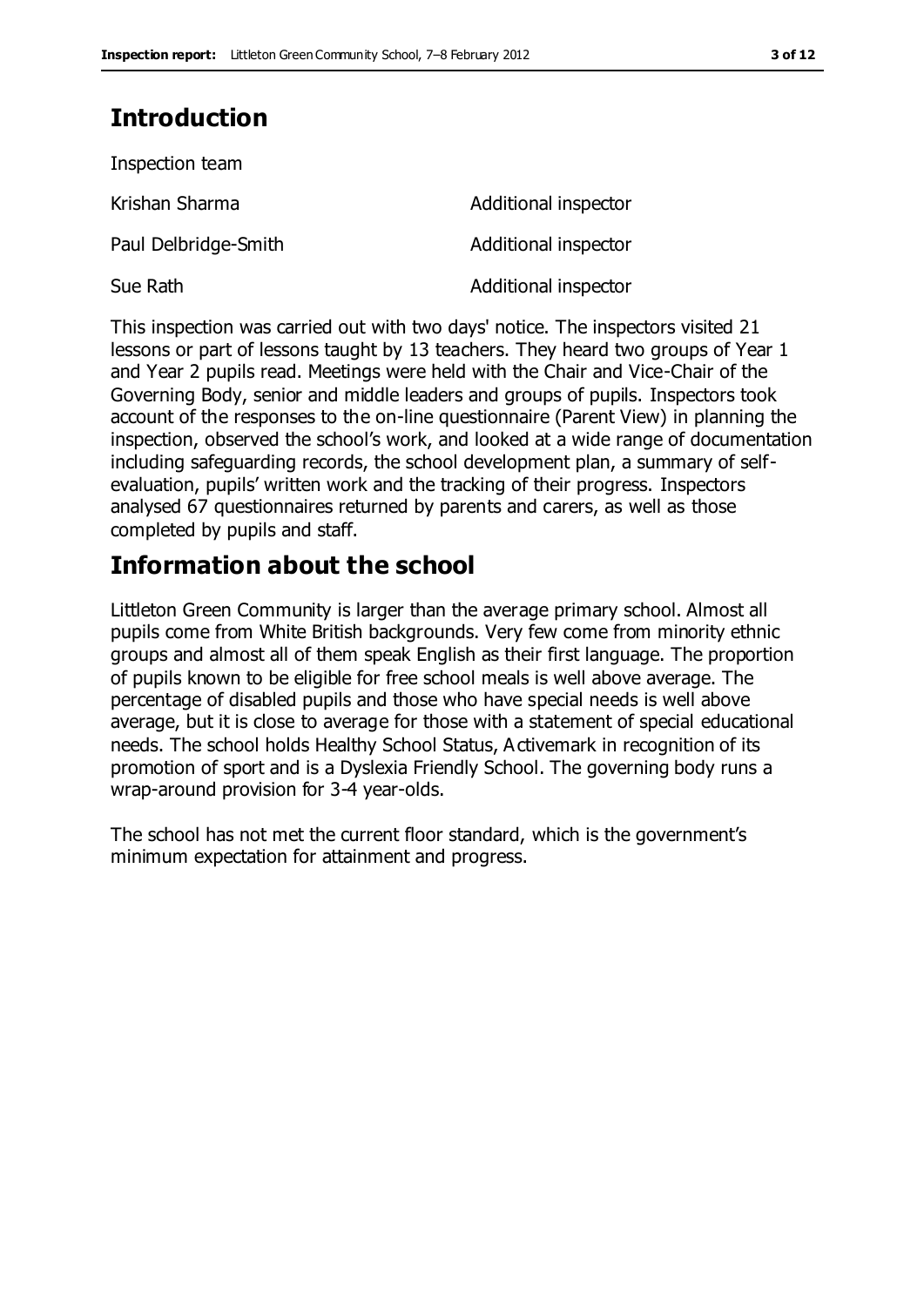# Introduction

Inspection team

| | |
|---|---|
| Krishan Sharma | Additional inspector |
| Paul Delbridge-Smith | Additional inspector |
| Sue Rath | Additional inspector |

This inspection was carried out with two days' notice. The inspectors visited 21 lessons or part of lessons taught by 13 teachers. They heard two groups of Year 1 and Year 2 pupils read. Meetings were held with the Chair and Vice-Chair of the Governing Body, senior and middle leaders and groups of pupils. Inspectors took account of the responses to the on-line questionnaire (Parent View) in planning the inspection, observed the school's work, and looked at a wide range of documentation including safeguarding records, the school development plan, a summary of self-evaluation, pupils' written work and the tracking of their progress. Inspectors analysed 67 questionnaires returned by parents and carers, as well as those completed by pupils and staff.

# Information about the school

Littleton Green Community is larger than the average primary school. Almost all pupils come from White British backgrounds. Very few come from minority ethnic groups and almost all of them speak English as their first language. The proportion of pupils known to be eligible for free school meals is well above average. The percentage of disabled pupils and those who have special needs is well above average, but it is close to average for those with a statement of special educational needs. The school holds Healthy School Status, Activemark in recognition of its promotion of sport and is a Dyslexia Friendly School. The governing body runs a wrap-around provision for 3-4 year-olds.

The school has not met the current floor standard, which is the government's minimum expectation for attainment and progress.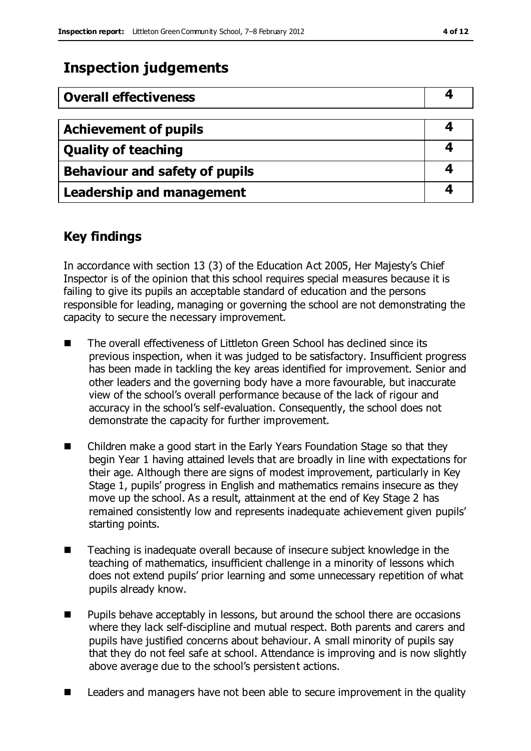# Inspection judgements

| Overall effectiveness | 4 |
|---|---|
| **Achievement of pupils** | **4** |
| **Quality of teaching** | **4** |
| **Behaviour and safety of pupils** | **4** |
| **Leadership and management** | **4** |

## Key findings

In accordance with section 13 (3) of the Education Act 2005, Her Majesty's Chief Inspector is of the opinion that this school requires special measures because it is failing to give its pupils an acceptable standard of education and the persons responsible for leading, managing or governing the school are not demonstrating the capacity to secure the necessary improvement.

- The overall effectiveness of Littleton Green School has declined since its previous inspection, when it was judged to be satisfactory. Insufficient progress has been made in tackling the key areas identified for improvement. Senior and other leaders and the governing body have a more favourable, but inaccurate view of the school's overall performance because of the lack of rigour and accuracy in the school's self-evaluation. Consequently, the school does not demonstrate the capacity for further improvement.
- Children make a good start in the Early Years Foundation Stage so that they begin Year 1 having attained levels that are broadly in line with expectations for their age. Although there are signs of modest improvement, particularly in Key Stage 1, pupils' progress in English and mathematics remains insecure as they move up the school. As a result, attainment at the end of Key Stage 2 has remained consistently low and represents inadequate achievement given pupils' starting points.
- Teaching is inadequate overall because of insecure subject knowledge in the teaching of mathematics, insufficient challenge in a minority of lessons which does not extend pupils' prior learning and some unnecessary repetition of what pupils already know.
- Pupils behave acceptably in lessons, but around the school there are occasions where they lack self-discipline and mutual respect. Both parents and carers and pupils have justified concerns about behaviour. A small minority of pupils say that they do not feel safe at school. Attendance is improving and is now slightly above average due to the school's persistent actions.
- Leaders and managers have not been able to secure improvement in the quality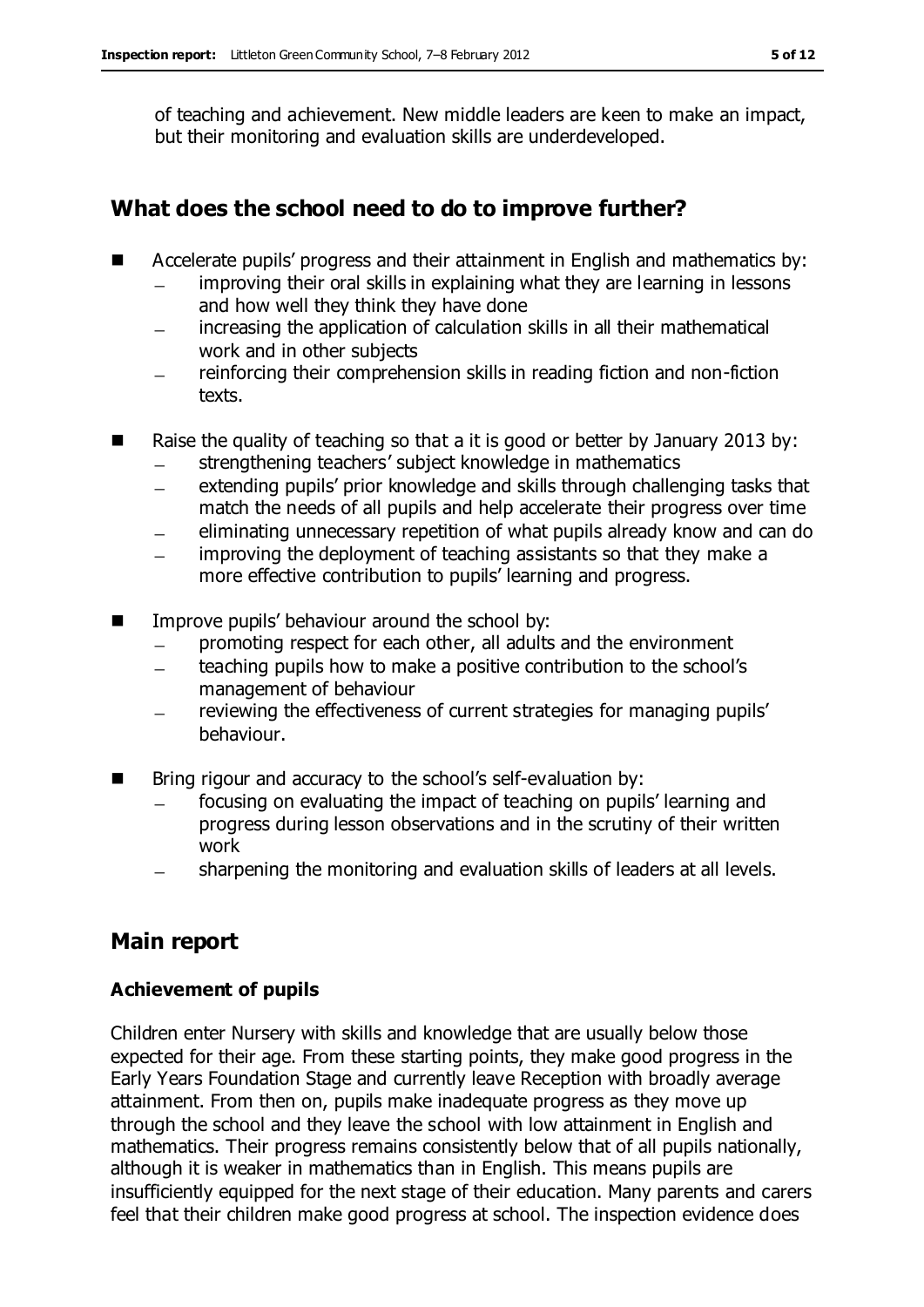of teaching and achievement. New middle leaders are keen to make an impact, but their monitoring and evaluation skills are underdeveloped.

## What does the school need to do to improve further?

- Accelerate pupils' progress and their attainment in English and mathematics by:
  - improving their oral skills in explaining what they are learning in lessons and how well they think they have done
  - increasing the application of calculation skills in all their mathematical work and in other subjects
  - reinforcing their comprehension skills in reading fiction and non-fiction texts.
- Raise the quality of teaching so that a it is good or better by January 2013 by:
  - strengthening teachers' subject knowledge in mathematics
  - extending pupils' prior knowledge and skills through challenging tasks that match the needs of all pupils and help accelerate their progress over time
  - eliminating unnecessary repetition of what pupils already know and can do
  - improving the deployment of teaching assistants so that they make a more effective contribution to pupils' learning and progress.
- Improve pupils' behaviour around the school by:
  - promoting respect for each other, all adults and the environment
  - teaching pupils how to make a positive contribution to the school's management of behaviour
  - reviewing the effectiveness of current strategies for managing pupils' behaviour.
- Bring rigour and accuracy to the school's self-evaluation by:
  - focusing on evaluating the impact of teaching on pupils' learning and progress during lesson observations and in the scrutiny of their written work
  - sharpening the monitoring and evaluation skills of leaders at all levels.

## Main report

### Achievement of pupils

Children enter Nursery with skills and knowledge that are usually below those expected for their age. From these starting points, they make good progress in the Early Years Foundation Stage and currently leave Reception with broadly average attainment. From then on, pupils make inadequate progress as they move up through the school and they leave the school with low attainment in English and mathematics. Their progress remains consistently below that of all pupils nationally, although it is weaker in mathematics than in English. This means pupils are insufficiently equipped for the next stage of their education. Many parents and carers feel that their children make good progress at school. The inspection evidence does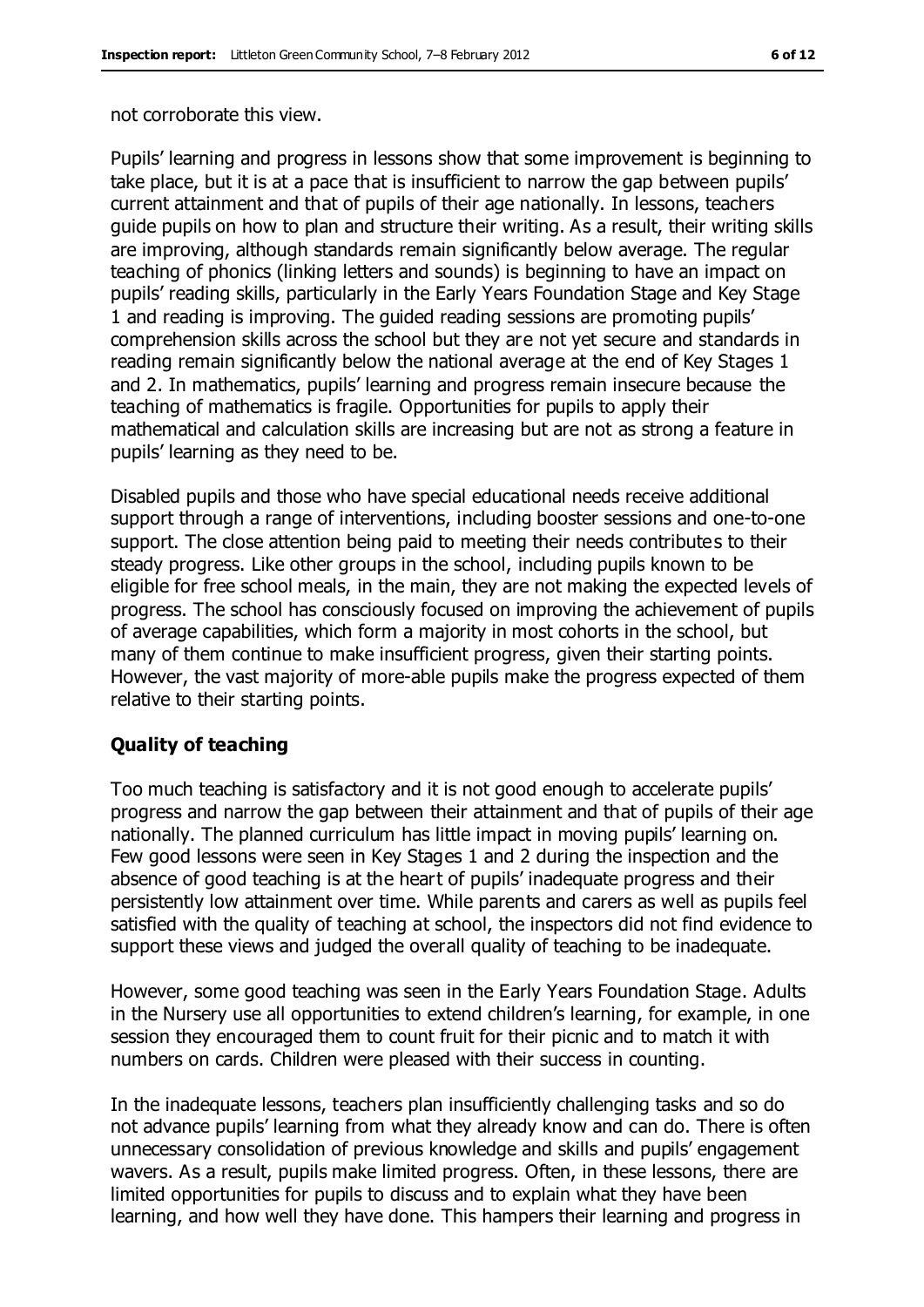not corroborate this view.

Pupils' learning and progress in lessons show that some improvement is beginning to take place, but it is at a pace that is insufficient to narrow the gap between pupils' current attainment and that of pupils of their age nationally. In lessons, teachers guide pupils on how to plan and structure their writing. As a result, their writing skills are improving, although standards remain significantly below average. The regular teaching of phonics (linking letters and sounds) is beginning to have an impact on pupils' reading skills, particularly in the Early Years Foundation Stage and Key Stage 1 and reading is improving. The guided reading sessions are promoting pupils' comprehension skills across the school but they are not yet secure and standards in reading remain significantly below the national average at the end of Key Stages 1 and 2. In mathematics, pupils' learning and progress remain insecure because the teaching of mathematics is fragile. Opportunities for pupils to apply their mathematical and calculation skills are increasing but are not as strong a feature in pupils' learning as they need to be.

Disabled pupils and those who have special educational needs receive additional support through a range of interventions, including booster sessions and one-to-one support. The close attention being paid to meeting their needs contributes to their steady progress. Like other groups in the school, including pupils known to be eligible for free school meals, in the main, they are not making the expected levels of progress. The school has consciously focused on improving the achievement of pupils of average capabilities, which form a majority in most cohorts in the school, but many of them continue to make insufficient progress, given their starting points. However, the vast majority of more-able pupils make the progress expected of them relative to their starting points.

### Quality of teaching

Too much teaching is satisfactory and it is not good enough to accelerate pupils' progress and narrow the gap between their attainment and that of pupils of their age nationally. The planned curriculum has little impact in moving pupils' learning on. Few good lessons were seen in Key Stages 1 and 2 during the inspection and the absence of good teaching is at the heart of pupils' inadequate progress and their persistently low attainment over time. While parents and carers as well as pupils feel satisfied with the quality of teaching at school, the inspectors did not find evidence to support these views and judged the overall quality of teaching to be inadequate.

However, some good teaching was seen in the Early Years Foundation Stage. Adults in the Nursery use all opportunities to extend children's learning, for example, in one session they encouraged them to count fruit for their picnic and to match it with numbers on cards. Children were pleased with their success in counting.

In the inadequate lessons, teachers plan insufficiently challenging tasks and so do not advance pupils' learning from what they already know and can do. There is often unnecessary consolidation of previous knowledge and skills and pupils' engagement wavers. As a result, pupils make limited progress. Often, in these lessons, there are limited opportunities for pupils to discuss and to explain what they have been learning, and how well they have done. This hampers their learning and progress in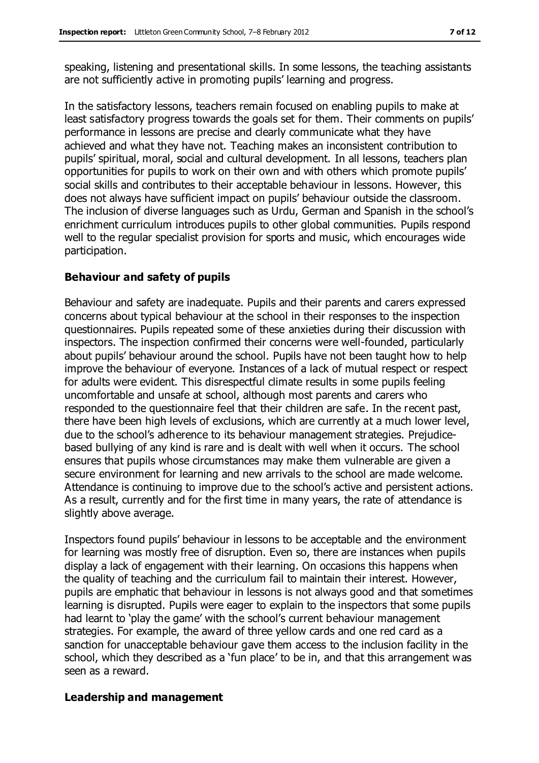speaking, listening and presentational skills. In some lessons, the teaching assistants are not sufficiently active in promoting pupils' learning and progress.

In the satisfactory lessons, teachers remain focused on enabling pupils to make at least satisfactory progress towards the goals set for them. Their comments on pupils' performance in lessons are precise and clearly communicate what they have achieved and what they have not. Teaching makes an inconsistent contribution to pupils' spiritual, moral, social and cultural development. In all lessons, teachers plan opportunities for pupils to work on their own and with others which promote pupils' social skills and contributes to their acceptable behaviour in lessons. However, this does not always have sufficient impact on pupils' behaviour outside the classroom. The inclusion of diverse languages such as Urdu, German and Spanish in the school's enrichment curriculum introduces pupils to other global communities. Pupils respond well to the regular specialist provision for sports and music, which encourages wide participation.

### Behaviour and safety of pupils

Behaviour and safety are inadequate. Pupils and their parents and carers expressed concerns about typical behaviour at the school in their responses to the inspection questionnaires. Pupils repeated some of these anxieties during their discussion with inspectors. The inspection confirmed their concerns were well-founded, particularly about pupils' behaviour around the school. Pupils have not been taught how to help improve the behaviour of everyone. Instances of a lack of mutual respect or respect for adults were evident. This disrespectful climate results in some pupils feeling uncomfortable and unsafe at school, although most parents and carers who responded to the questionnaire feel that their children are safe. In the recent past, there have been high levels of exclusions, which are currently at a much lower level, due to the school's adherence to its behaviour management strategies. Prejudice-based bullying of any kind is rare and is dealt with well when it occurs. The school ensures that pupils whose circumstances may make them vulnerable are given a secure environment for learning and new arrivals to the school are made welcome. Attendance is continuing to improve due to the school's active and persistent actions. As a result, currently and for the first time in many years, the rate of attendance is slightly above average.

Inspectors found pupils' behaviour in lessons to be acceptable and the environment for learning was mostly free of disruption. Even so, there are instances when pupils display a lack of engagement with their learning. On occasions this happens when the quality of teaching and the curriculum fail to maintain their interest. However, pupils are emphatic that behaviour in lessons is not always good and that sometimes learning is disrupted. Pupils were eager to explain to the inspectors that some pupils had learnt to 'play the game' with the school's current behaviour management strategies. For example, the award of three yellow cards and one red card as a sanction for unacceptable behaviour gave them access to the inclusion facility in the school, which they described as a 'fun place' to be in, and that this arrangement was seen as a reward.

### Leadership and management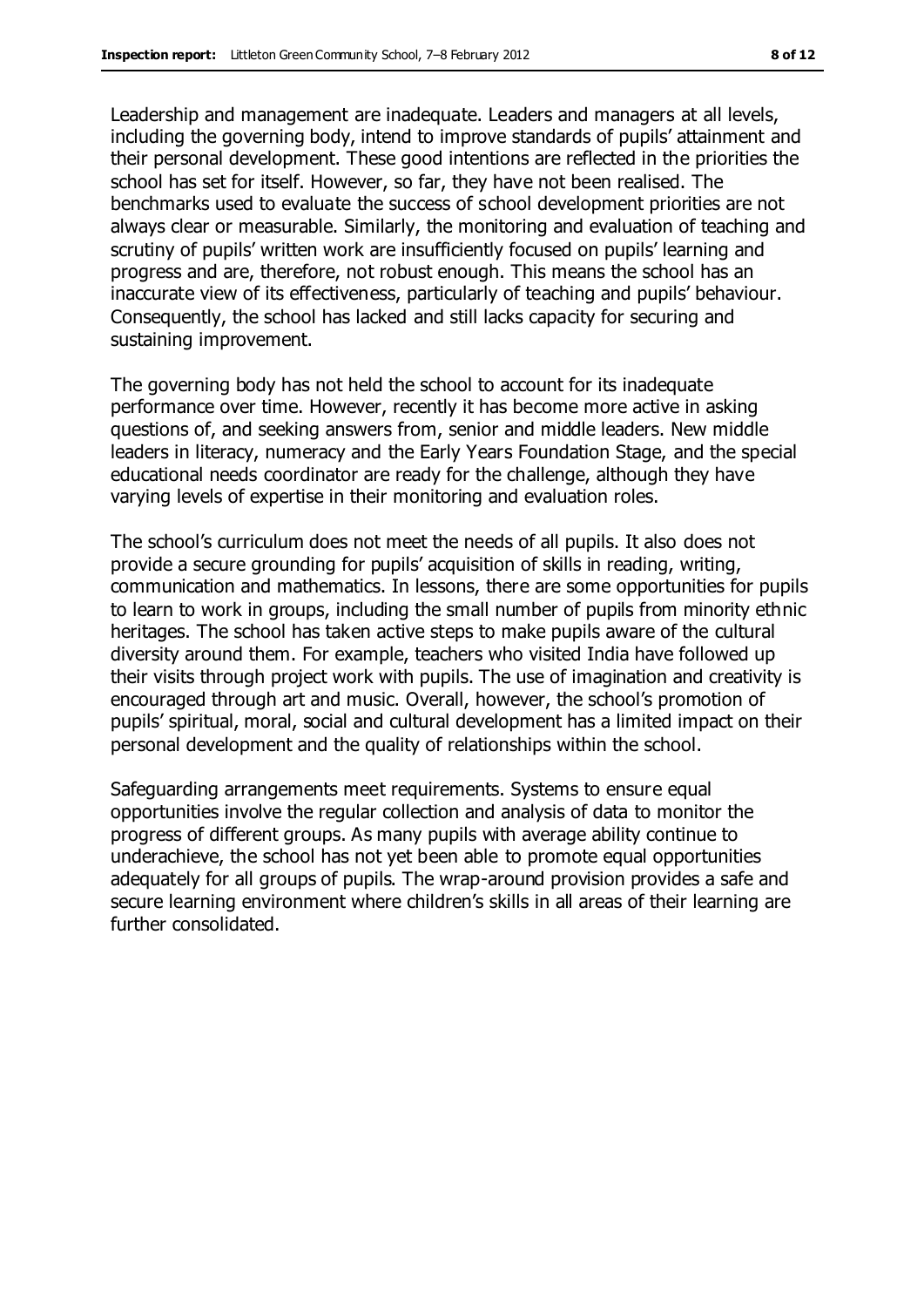Leadership and management are inadequate. Leaders and managers at all levels, including the governing body, intend to improve standards of pupils' attainment and their personal development. These good intentions are reflected in the priorities the school has set for itself. However, so far, they have not been realised. The benchmarks used to evaluate the success of school development priorities are not always clear or measurable. Similarly, the monitoring and evaluation of teaching and scrutiny of pupils' written work are insufficiently focused on pupils' learning and progress and are, therefore, not robust enough. This means the school has an inaccurate view of its effectiveness, particularly of teaching and pupils' behaviour. Consequently, the school has lacked and still lacks capacity for securing and sustaining improvement.

The governing body has not held the school to account for its inadequate performance over time. However, recently it has become more active in asking questions of, and seeking answers from, senior and middle leaders. New middle leaders in literacy, numeracy and the Early Years Foundation Stage, and the special educational needs coordinator are ready for the challenge, although they have varying levels of expertise in their monitoring and evaluation roles.

The school's curriculum does not meet the needs of all pupils. It also does not provide a secure grounding for pupils' acquisition of skills in reading, writing, communication and mathematics. In lessons, there are some opportunities for pupils to learn to work in groups, including the small number of pupils from minority ethnic heritages. The school has taken active steps to make pupils aware of the cultural diversity around them. For example, teachers who visited India have followed up their visits through project work with pupils. The use of imagination and creativity is encouraged through art and music. Overall, however, the school's promotion of pupils' spiritual, moral, social and cultural development has a limited impact on their personal development and the quality of relationships within the school.

Safeguarding arrangements meet requirements. Systems to ensure equal opportunities involve the regular collection and analysis of data to monitor the progress of different groups. As many pupils with average ability continue to underachieve, the school has not yet been able to promote equal opportunities adequately for all groups of pupils. The wrap-around provision provides a safe and secure learning environment where children's skills in all areas of their learning are further consolidated.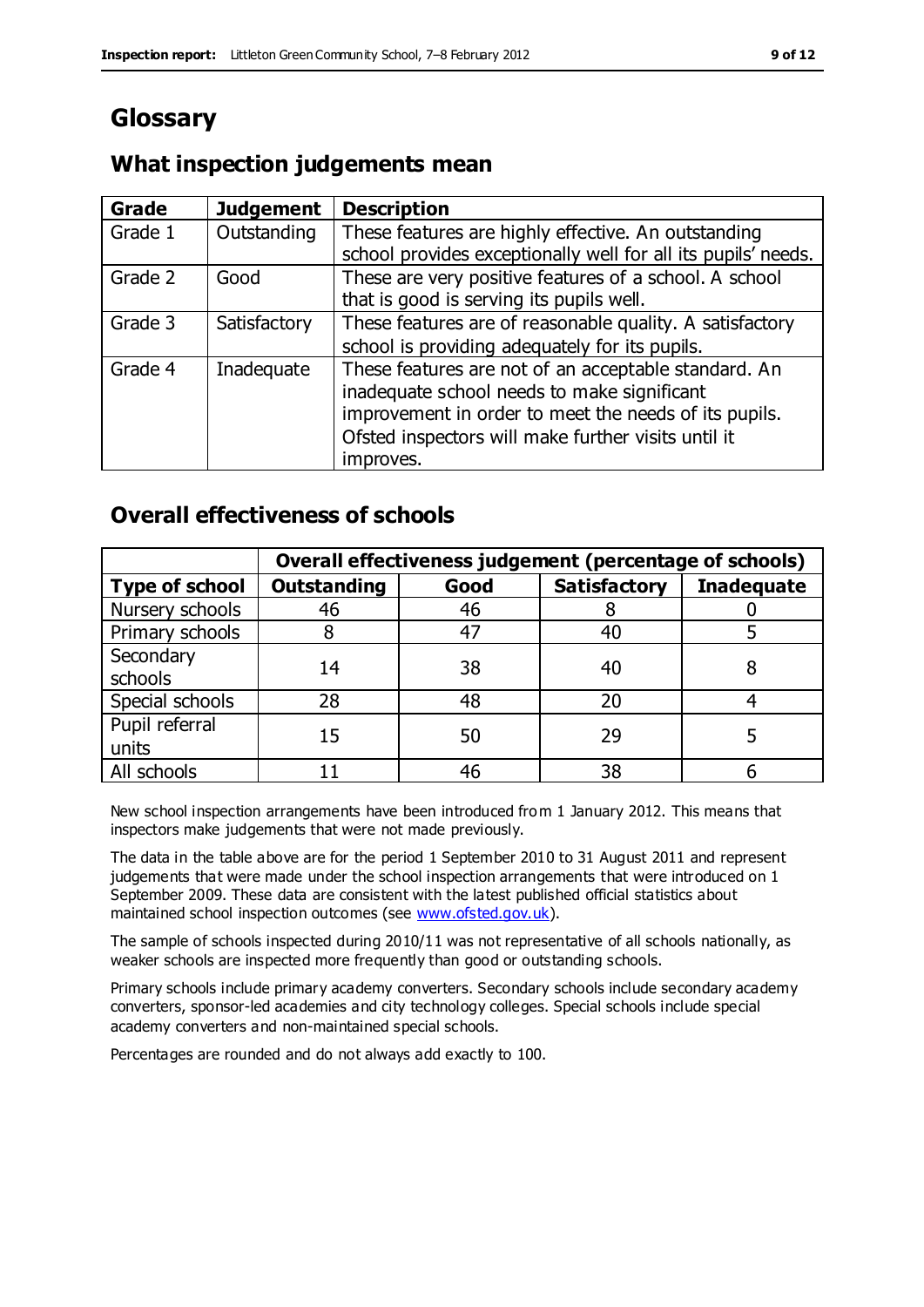# Glossary

## What inspection judgements mean

| Grade | Judgement | Description |
| --- | --- | --- |
| Grade 1 | Outstanding | These features are highly effective. An outstanding school provides exceptionally well for all its pupils' needs. |
| Grade 2 | Good | These are very positive features of a school. A school that is good is serving its pupils well. |
| Grade 3 | Satisfactory | These features are of reasonable quality. A satisfactory school is providing adequately for its pupils. |
| Grade 4 | Inadequate | These features are not of an acceptable standard. An inadequate school needs to make significant improvement in order to meet the needs of its pupils. Ofsted inspectors will make further visits until it improves. |

## Overall effectiveness of schools

| | Overall effectiveness judgement (percentage of schools) | | | |
| --- | --- | --- | --- | --- |
| **Type of school** | **Outstanding** | **Good** | **Satisfactory** | **Inadequate** |
| Nursery schools | 46 | 46 | 8 | 0 |
| Primary schools | 8 | 47 | 40 | 5 |
| Secondary schools | 14 | 38 | 40 | 8 |
| Special schools | 28 | 48 | 20 | 4 |
| Pupil referral units | 15 | 50 | 29 | 5 |
| All schools | 11 | 46 | 38 | 6 |

New school inspection arrangements have been introduced from 1 January 2012. This means that inspectors make judgements that were not made previously.

The data in the table above are for the period 1 September 2010 to 31 August 2011 and represent judgements that were made under the school inspection arrangements that were introduced on 1 September 2009. These data are consistent with the latest published official statistics about maintained school inspection outcomes (see www.ofsted.gov.uk).

The sample of schools inspected during 2010/11 was not representative of all schools nationally, as weaker schools are inspected more frequently than good or outstanding schools.

Primary schools include primary academy converters. Secondary schools include secondary academy converters, sponsor-led academies and city technology colleges. Special schools include special academy converters and non-maintained special schools.

Percentages are rounded and do not always add exactly to 100.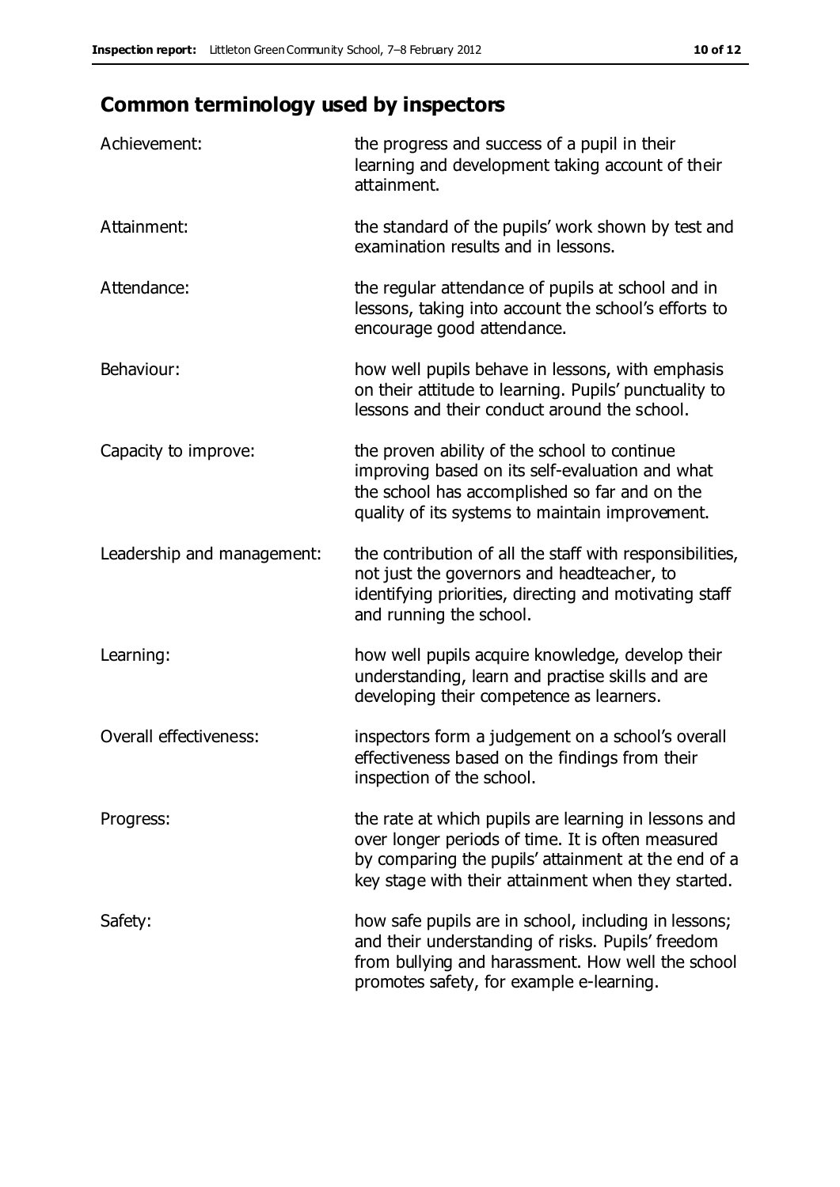## Common terminology used by inspectors

| | |
|---|---|
| Achievement: | the progress and success of a pupil in their learning and development taking account of their attainment. |
| Attainment: | the standard of the pupils' work shown by test and examination results and in lessons. |
| Attendance: | the regular attendance of pupils at school and in lessons, taking into account the school's efforts to encourage good attendance. |
| Behaviour: | how well pupils behave in lessons, with emphasis on their attitude to learning. Pupils' punctuality to lessons and their conduct around the school. |
| Capacity to improve: | the proven ability of the school to continue improving based on its self-evaluation and what the school has accomplished so far and on the quality of its systems to maintain improvement. |
| Leadership and management: | the contribution of all the staff with responsibilities, not just the governors and headteacher, to identifying priorities, directing and motivating staff and running the school. |
| Learning: | how well pupils acquire knowledge, develop their understanding, learn and practise skills and are developing their competence as learners. |
| Overall effectiveness: | inspectors form a judgement on a school's overall effectiveness based on the findings from their inspection of the school. |
| Progress: | the rate at which pupils are learning in lessons and over longer periods of time. It is often measured by comparing the pupils' attainment at the end of a key stage with their attainment when they started. |
| Safety: | how safe pupils are in school, including in lessons; and their understanding of risks. Pupils' freedom from bullying and harassment. How well the school promotes safety, for example e-learning. |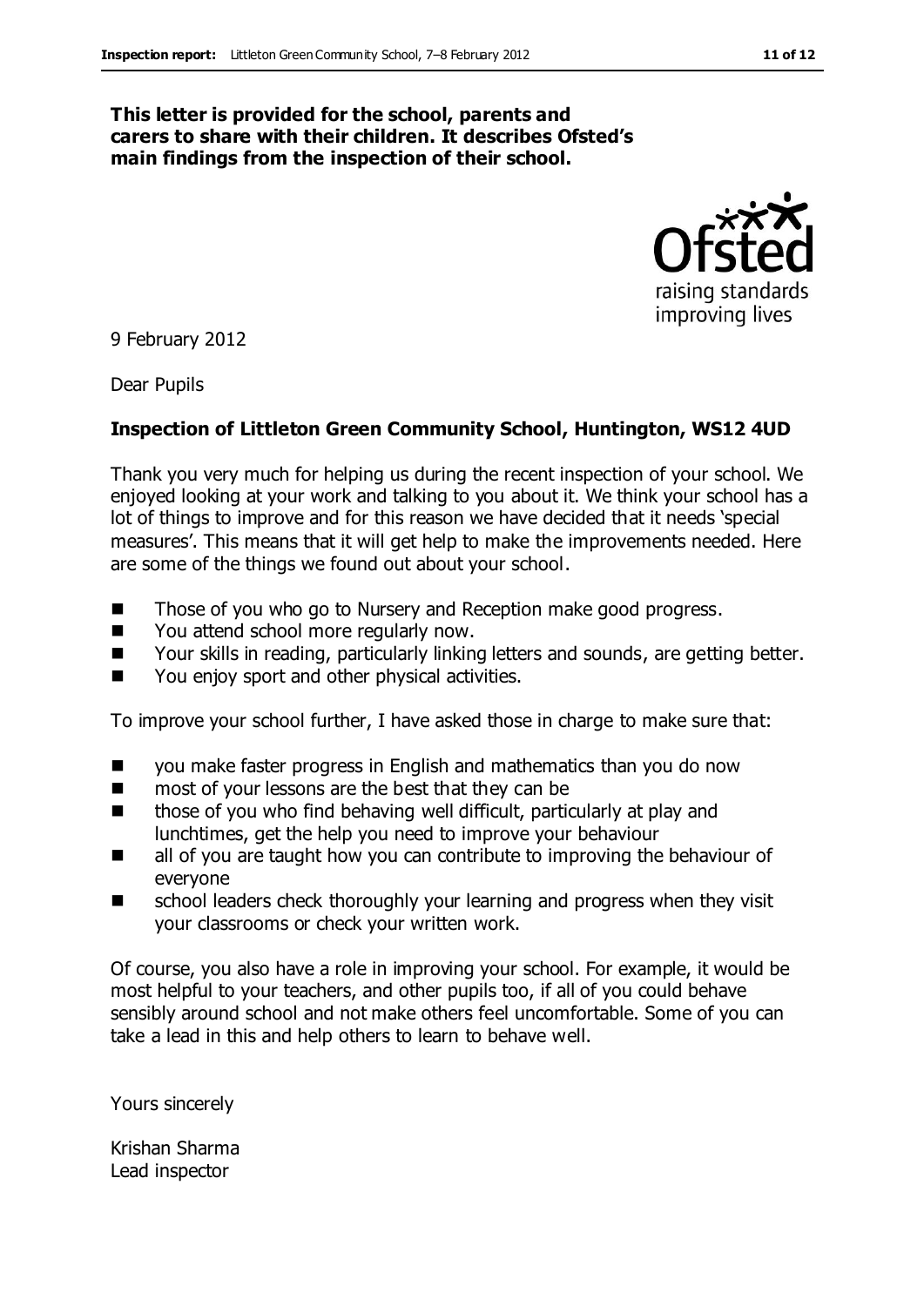**This letter is provided for the school, parents and carers to share with their children. It describes Ofsted's main findings from the inspection of their school.**

9 February 2012

Dear Pupils

**Inspection of Littleton Green Community School, Huntington, WS12 4UD**

Thank you very much for helping us during the recent inspection of your school. We enjoyed looking at your work and talking to you about it. We think your school has a lot of things to improve and for this reason we have decided that it needs 'special measures'. This means that it will get help to make the improvements needed. Here are some of the things we found out about your school.

- Those of you who go to Nursery and Reception make good progress.
- You attend school more regularly now.
- Your skills in reading, particularly linking letters and sounds, are getting better.
- You enjoy sport and other physical activities.

To improve your school further, I have asked those in charge to make sure that:

- you make faster progress in English and mathematics than you do now
- most of your lessons are the best that they can be
- those of you who find behaving well difficult, particularly at play and lunchtimes, get the help you need to improve your behaviour
- all of you are taught how you can contribute to improving the behaviour of everyone
- school leaders check thoroughly your learning and progress when they visit your classrooms or check your written work.

Of course, you also have a role in improving your school. For example, it would be most helpful to your teachers, and other pupils too, if all of you could behave sensibly around school and not make others feel uncomfortable. Some of you can take a lead in this and help others to learn to behave well.

Yours sincerely

Krishan Sharma
Lead inspector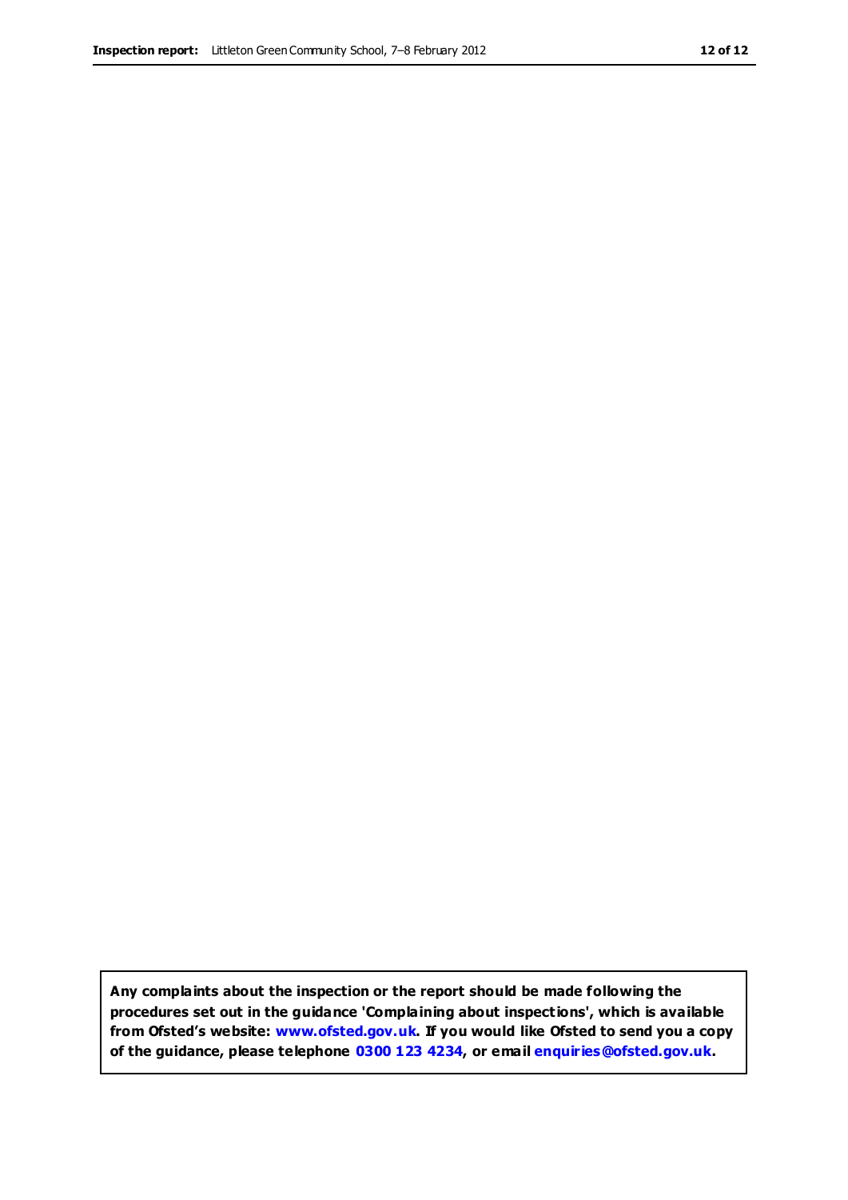**Any complaints about the inspection or the report should be made following the procedures set out in the guidance 'Complaining about inspections', which is available from Ofsted's website: www.ofsted.gov.uk. If you would like Ofsted to send you a copy of the guidance, please telephone 0300 123 4234, or email enquiries@ofsted.gov.uk.**